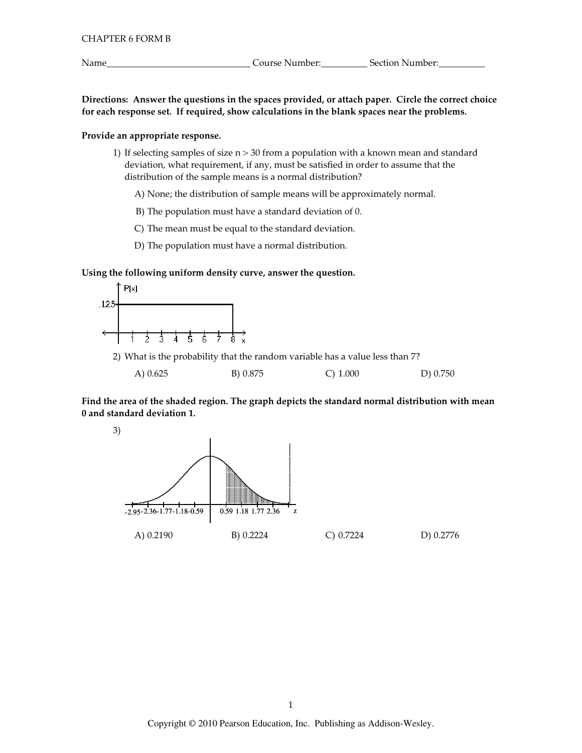CHAPTER 6 FORM B

Name______________________________ Course Number:__________ Section Number:__________

**Directions: Answer the questions in the spaces provided, or attach paper. Circle the correct choice for each response set. If required, show calculations in the blank spaces near the problems.**

**Provide an appropriate response.**

1) If selecting samples of size $n > 30$ from a population with a known mean and standard deviation, what requirement, if any, must be satisfied in order to assume that the distribution of the sample means is a normal distribution?

A) None; the distribution of sample means will be approximately normal.

B) The population must have a standard deviation of 0.

C) The mean must be equal to the standard deviation.

D) The population must have a normal distribution.

**Using the following uniform density curve, answer the question.**

2) What is the probability that the random variable has a value less than 7?

A) 0.625 B) 0.875 C) 1.000 D) 0.750

**Find the area of the shaded region. The graph depicts the standard normal distribution with mean 0 and standard deviation 1.**

3)

A) 0.2190 B) 0.2224 C) 0.7224 D) 0.2776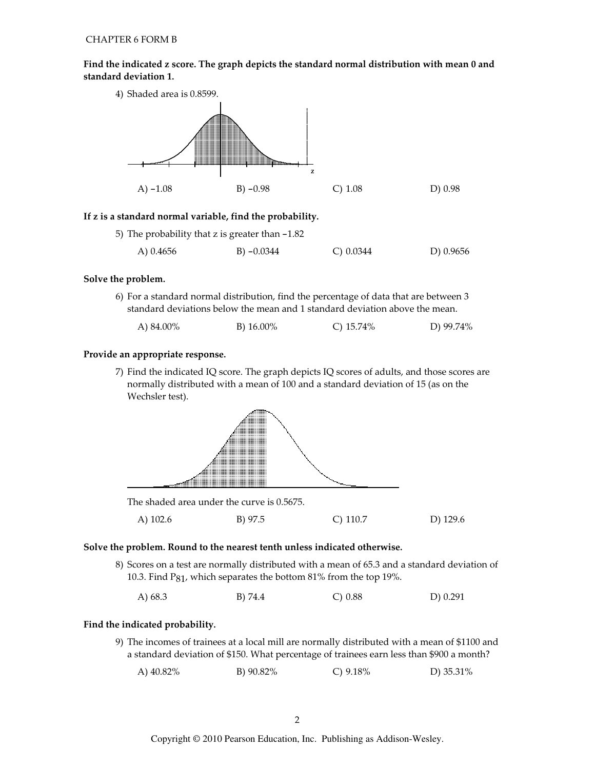CHAPTER 6 FORM B

**Find the indicated z score. The graph depicts the standard normal distribution with mean 0 and standard deviation 1.**

4) Shaded area is 0.8599.

A) –1.08 B) –0.98 C) 1.08 D) 0.98

**If z is a standard normal variable, find the probability.**

5) The probability that z is greater than –1.82

A) 0.4656 B) –0.0344 C) 0.0344 D) 0.9656

**Solve the problem.**

6) For a standard normal distribution, find the percentage of data that are between 3 standard deviations below the mean and 1 standard deviation above the mean.

A) 84.00% B) 16.00% C) 15.74% D) 99.74%

**Provide an appropriate response.**

7) Find the indicated IQ score. The graph depicts IQ scores of adults, and those scores are normally distributed with a mean of 100 and a standard deviation of 15 (as on the Wechsler test).

The shaded area under the curve is 0.5675.

A) 102.6 B) 97.5 C) 110.7 D) 129.6

**Solve the problem. Round to the nearest tenth unless indicated otherwise.**

8) Scores on a test are normally distributed with a mean of 65.3 and a standard deviation of 10.3. Find $P_{81}$, which separates the bottom 81% from the top 19%.

A) 68.3 B) 74.4 C) 0.88 D) 0.291

**Find the indicated probability.**

9) The incomes of trainees at a local mill are normally distributed with a mean of \$1100 and a standard deviation of \$150. What percentage of trainees earn less than \$900 a month?

A) 40.82% B) 90.82% C) 9.18% D) 35.31%

Copyright © 2010 Pearson Education, Inc. Publishing as Addison-Wesley.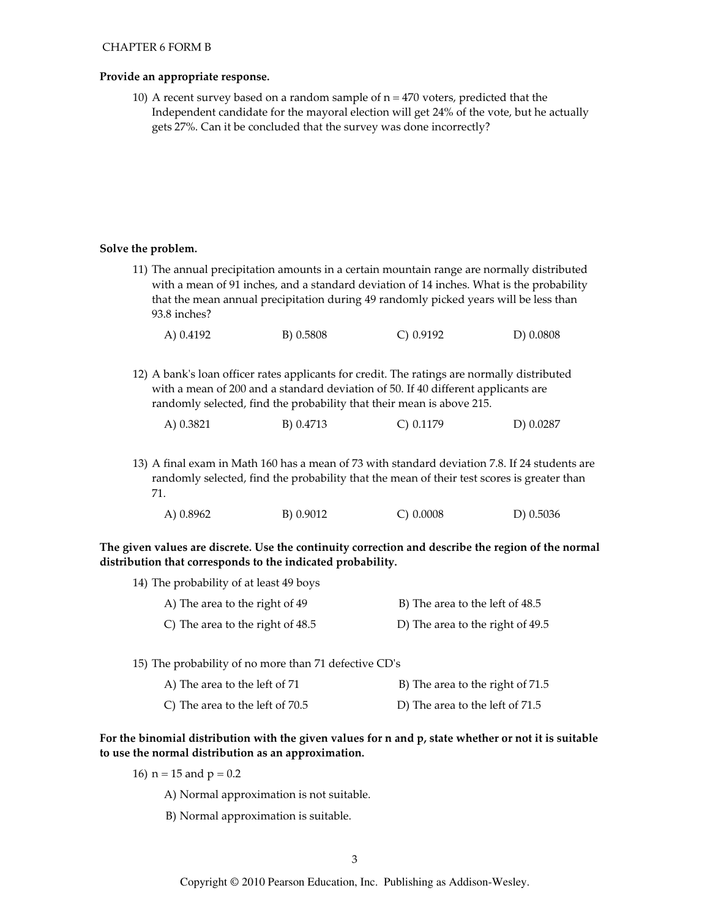CHAPTER 6 FORM B

**Provide an appropriate response.**

10) A recent survey based on a random sample of $n = 470$ voters, predicted that the Independent candidate for the mayoral election will get 24% of the vote, but he actually gets 27%. Can it be concluded that the survey was done incorrectly?

**Solve the problem.**

11) The annual precipitation amounts in a certain mountain range are normally distributed with a mean of 91 inches, and a standard deviation of 14 inches. What is the probability that the mean annual precipitation during 49 randomly picked years will be less than 93.8 inches?

A) 0.4192  B) 0.5808  C) 0.9192  D) 0.0808

12) A bank's loan officer rates applicants for credit. The ratings are normally distributed with a mean of 200 and a standard deviation of 50. If 40 different applicants are randomly selected, find the probability that their mean is above 215.

A) 0.3821  B) 0.4713  C) 0.1179  D) 0.0287

13) A final exam in Math 160 has a mean of 73 with standard deviation 7.8. If 24 students are randomly selected, find the probability that the mean of their test scores is greater than 71.

A) 0.8962  B) 0.9012  C) 0.0008  D) 0.5036

**The given values are discrete. Use the continuity correction and describe the region of the normal distribution that corresponds to the indicated probability.**

14) The probability of at least 49 boys

A) The area to the right of 49

B) The area to the left of 48.5

C) The area to the right of 48.5

D) The area to the right of 49.5

15) The probability of no more than 71 defective CD's

A) The area to the left of 71

B) The area to the right of 71.5

C) The area to the left of 70.5

D) The area to the left of 71.5

**For the binomial distribution with the given values for n and p, state whether or not it is suitable to use the normal distribution as an approximation.**

16) $n = 15$ and $p = 0.2$

A) Normal approximation is not suitable.

B) Normal approximation is suitable.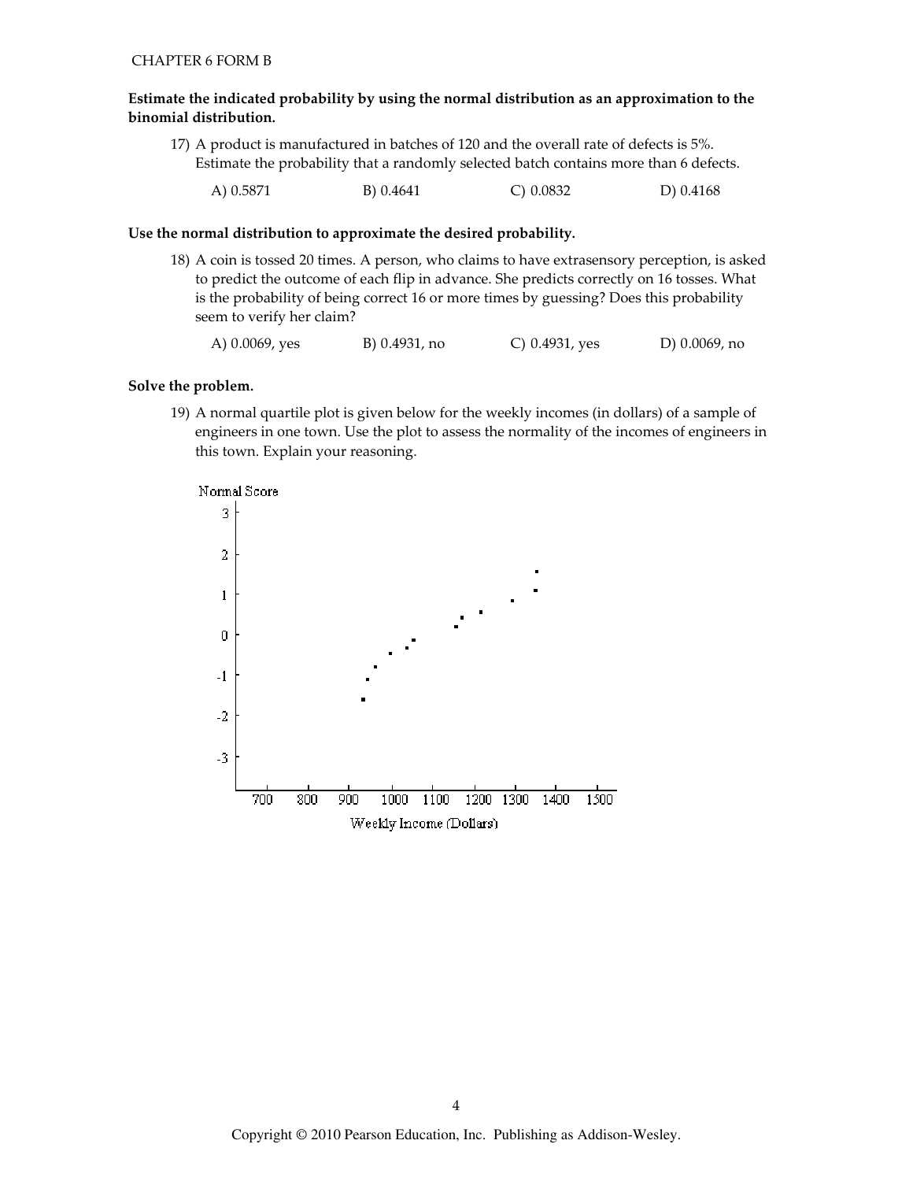**Estimate the indicated probability by using the normal distribution as an approximation to the binomial distribution.**

17) A product is manufactured in batches of 120 and the overall rate of defects is 5%. Estimate the probability that a randomly selected batch contains more than 6 defects.

A) 0.5871 B) 0.4641 C) 0.0832 D) 0.4168

**Use the normal distribution to approximate the desired probability.**

18) A coin is tossed 20 times. A person, who claims to have extrasensory perception, is asked to predict the outcome of each flip in advance. She predicts correctly on 16 tosses. What is the probability of being correct 16 or more times by guessing? Does this probability seem to verify her claim?

A) 0.0069, yes B) 0.4931, no C) 0.4931, yes D) 0.0069, no

**Solve the problem.**

19) A normal quartile plot is given below for the weekly incomes (in dollars) of a sample of engineers in one town. Use the plot to assess the normality of the incomes of engineers in this town. Explain your reasoning.

Normal Score

3

2

1

0

-1

-2

-3

700 800 900 1000 1100 1200 1300 1400 1500

Weekly Income (Dollars)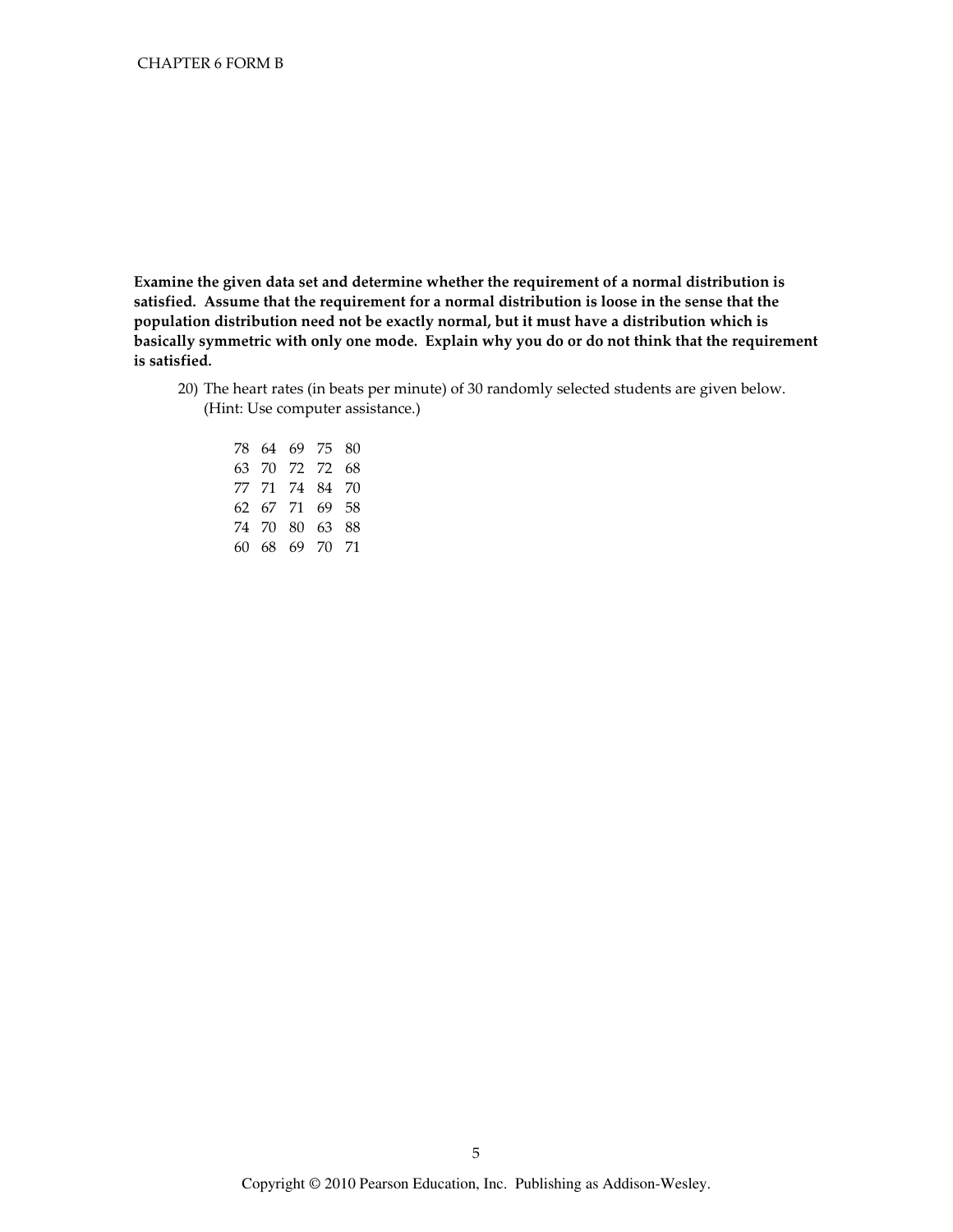**Examine the given data set and determine whether the requirement of a normal distribution is satisfied. Assume that the requirement for a normal distribution is loose in the sense that the population distribution need not be exactly normal, but it must have a distribution which is basically symmetric with only one mode. Explain why you do or do not think that the requirement is satisfied.**

20) The heart rates (in beats per minute) of 30 randomly selected students are given below. (Hint: Use computer assistance.)

| | | | | |
|---|---|---|---|---|
| 78 | 64 | 69 | 75 | 80 |
| 63 | 70 | 72 | 72 | 68 |
| 77 | 71 | 74 | 84 | 70 |
| 62 | 67 | 71 | 69 | 58 |
| 74 | 70 | 80 | 63 | 88 |
| 60 | 68 | 69 | 70 | 71 |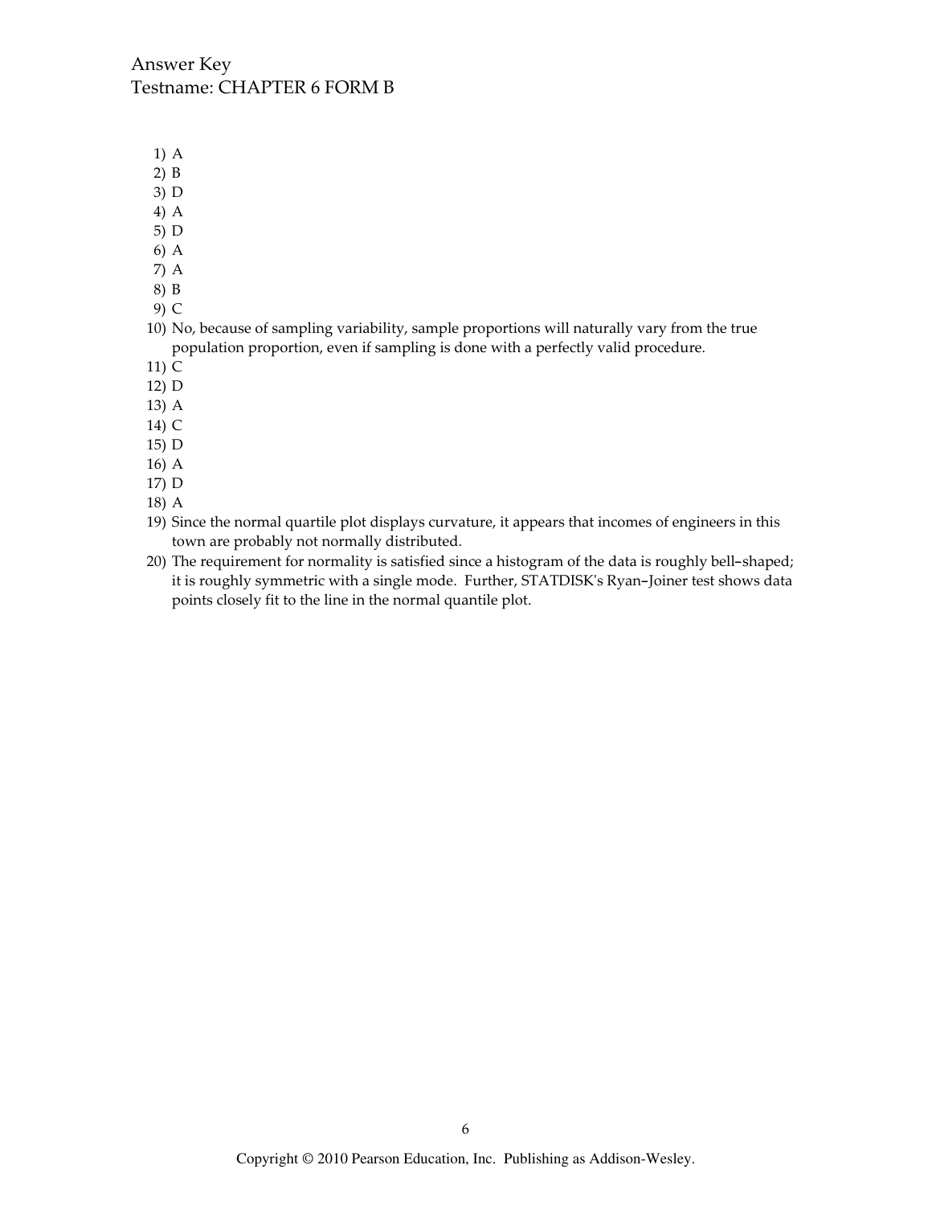Answer Key
Testname: CHAPTER 6 FORM B

1) A
2) B
3) D
4) A
5) D
6) A
7) A
8) B
9) C
10) No, because of sampling variability, sample proportions will naturally vary from the true population proportion, even if sampling is done with a perfectly valid procedure.
11) C
12) D
13) A
14) C
15) D
16) A
17) D
18) A
19) Since the normal quartile plot displays curvature, it appears that incomes of engineers in this town are probably not normally distributed.
20) The requirement for normality is satisfied since a histogram of the data is roughly bell-shaped; it is roughly symmetric with a single mode. Further, STATDISK's Ryan-Joiner test shows data points closely fit to the line in the normal quantile plot.

Copyright © 2010 Pearson Education, Inc. Publishing as Addison-Wesley.